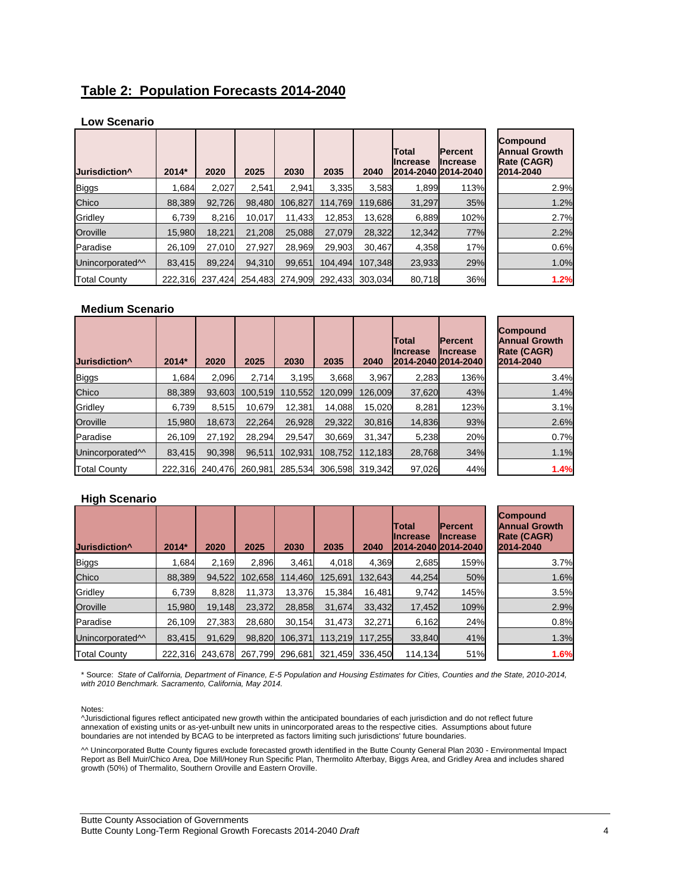## Table 2: Population Forecasts 2014-2040

### Low Scenario

| Jurisdiction^ | 2014* | 2020 | 2025 | 2030 | 2035 | 2040 | Total Increase 2014-2040 | Percent Increase 2014-2040 | Compound Annual Growth Rate (CAGR) 2014-2040 |
|---|---|---|---|---|---|---|---|---|---|
| Biggs | 1,684 | 2,027 | 2,541 | 2,941 | 3,335 | 3,583 | 1,899 | 113% | 2.9% |
| Chico | 88,389 | 92,726 | 98,480 | 106,827 | 114,769 | 119,686 | 31,297 | 35% | 1.2% |
| Gridley | 6,739 | 8,216 | 10,017 | 11,433 | 12,853 | 13,628 | 6,889 | 102% | 2.7% |
| Oroville | 15,980 | 18,221 | 21,208 | 25,088 | 27,079 | 28,322 | 12,342 | 77% | 2.2% |
| Paradise | 26,109 | 27,010 | 27,927 | 28,969 | 29,903 | 30,467 | 4,358 | 17% | 0.6% |
| Unincorporated^^ | 83,415 | 89,224 | 94,310 | 99,651 | 104,494 | 107,348 | 23,933 | 29% | 1.0% |
| Total County | 222,316 | 237,424 | 254,483 | 274,909 | 292,433 | 303,034 | 80,718 | 36% | 1.2% |

### Medium Scenario

| Jurisdiction^ | 2014* | 2020 | 2025 | 2030 | 2035 | 2040 | Total Increase 2014-2040 | Percent Increase 2014-2040 | Compound Annual Growth Rate (CAGR) 2014-2040 |
|---|---|---|---|---|---|---|---|---|---|
| Biggs | 1,684 | 2,096 | 2,714 | 3,195 | 3,668 | 3,967 | 2,283 | 136% | 3.4% |
| Chico | 88,389 | 93,603 | 100,519 | 110,552 | 120,099 | 126,009 | 37,620 | 43% | 1.4% |
| Gridley | 6,739 | 8,515 | 10,679 | 12,381 | 14,088 | 15,020 | 8,281 | 123% | 3.1% |
| Oroville | 15,980 | 18,673 | 22,264 | 26,928 | 29,322 | 30,816 | 14,836 | 93% | 2.6% |
| Paradise | 26,109 | 27,192 | 28,294 | 29,547 | 30,669 | 31,347 | 5,238 | 20% | 0.7% |
| Unincorporated^^ | 83,415 | 90,398 | 96,511 | 102,931 | 108,752 | 112,183 | 28,768 | 34% | 1.1% |
| Total County | 222,316 | 240,476 | 260,981 | 285,534 | 306,598 | 319,342 | 97,026 | 44% | 1.4% |

### High Scenario

| Jurisdiction^ | 2014* | 2020 | 2025 | 2030 | 2035 | 2040 | Total Increase 2014-2040 | Percent Increase 2014-2040 | Compound Annual Growth Rate (CAGR) 2014-2040 |
|---|---|---|---|---|---|---|---|---|---|
| Biggs | 1,684 | 2,169 | 2,896 | 3,461 | 4,018 | 4,369 | 2,685 | 159% | 3.7% |
| Chico | 88,389 | 94,522 | 102,658 | 114,460 | 125,691 | 132,643 | 44,254 | 50% | 1.6% |
| Gridley | 6,739 | 8,828 | 11,373 | 13,376 | 15,384 | 16,481 | 9,742 | 145% | 3.5% |
| Oroville | 15,980 | 19,148 | 23,372 | 28,858 | 31,674 | 33,432 | 17,452 | 109% | 2.9% |
| Paradise | 26,109 | 27,383 | 28,680 | 30,154 | 31,473 | 32,271 | 6,162 | 24% | 0.8% |
| Unincorporated^^ | 83,415 | 91,629 | 98,820 | 106,371 | 113,219 | 117,255 | 33,840 | 41% | 1.3% |
| Total County | 222,316 | 243,678 | 267,799 | 296,681 | 321,459 | 336,450 | 114,134 | 51% | 1.6% |

* Source: *State of California, Department of Finance, E-5 Population and Housing Estimates for Cities, Counties and the State, 2010-2014, with 2010 Benchmark. Sacramento, California, May 2014.*

Notes:

^Jurisdictional figures reflect anticipated new growth within the anticipated boundaries of each jurisdiction and do not reflect future annexation of existing units or as-yet-unbuilt new units in unincorporated areas to the respective cities. Assumptions about future boundaries are not intended by BCAG to be interpreted as factors limiting such jurisdictions' future boundaries.

^^ Unincorporated Butte County figures exclude forecasted growth identified in the Butte County General Plan 2030 - Environmental Impact Report as Bell Muir/Chico Area, Doe Mill/Honey Run Specific Plan, Thermolito Afterbay, Biggs Area, and Gridley Area and includes shared growth (50%) of Thermalito, Southern Oroville and Eastern Oroville.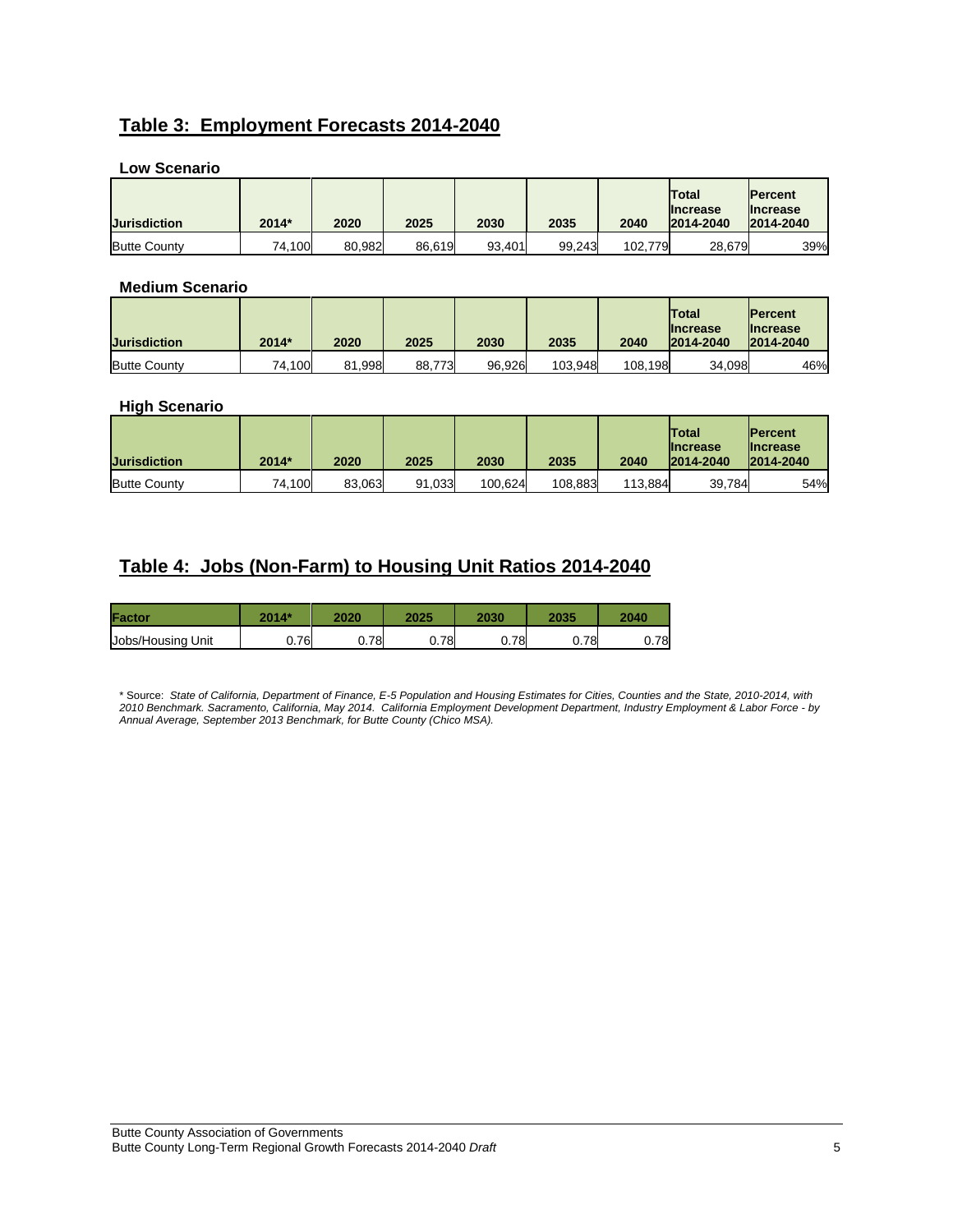## Table 3: Employment Forecasts 2014-2040

### Low Scenario

| Jurisdiction | 2014* | 2020 | 2025 | 2030 | 2035 | 2040 | Total Increase 2014-2040 | Percent Increase 2014-2040 |
|---|---|---|---|---|---|---|---|---|
| Butte County | 74,100 | 80,982 | 86,619 | 93,401 | 99,243 | 102,779 | 28,679 | 39% |

### Medium Scenario

| Jurisdiction | 2014* | 2020 | 2025 | 2030 | 2035 | 2040 | Total Increase 2014-2040 | Percent Increase 2014-2040 |
|---|---|---|---|---|---|---|---|---|
| Butte County | 74,100 | 81,998 | 88,773 | 96,926 | 103,948 | 108,198 | 34,098 | 46% |

### High Scenario

| Jurisdiction | 2014* | 2020 | 2025 | 2030 | 2035 | 2040 | Total Increase 2014-2040 | Percent Increase 2014-2040 |
|---|---|---|---|---|---|---|---|---|
| Butte County | 74,100 | 83,063 | 91,033 | 100,624 | 108,883 | 113,884 | 39,784 | 54% |

## Table 4: Jobs (Non-Farm) to Housing Unit Ratios 2014-2040

| Factor | 2014* | 2020 | 2025 | 2030 | 2035 | 2040 |
|---|---|---|---|---|---|---|
| Jobs/Housing Unit | 0.76 | 0.78 | 0.78 | 0.78 | 0.78 | 0.78 |

* Source: *State of California, Department of Finance, E-5 Population and Housing Estimates for Cities, Counties and the State, 2010-2014, with 2010 Benchmark. Sacramento, California, May 2014. California Employment Development Department, Industry Employment & Labor Force - by Annual Average, September 2013 Benchmark, for Butte County (Chico MSA).*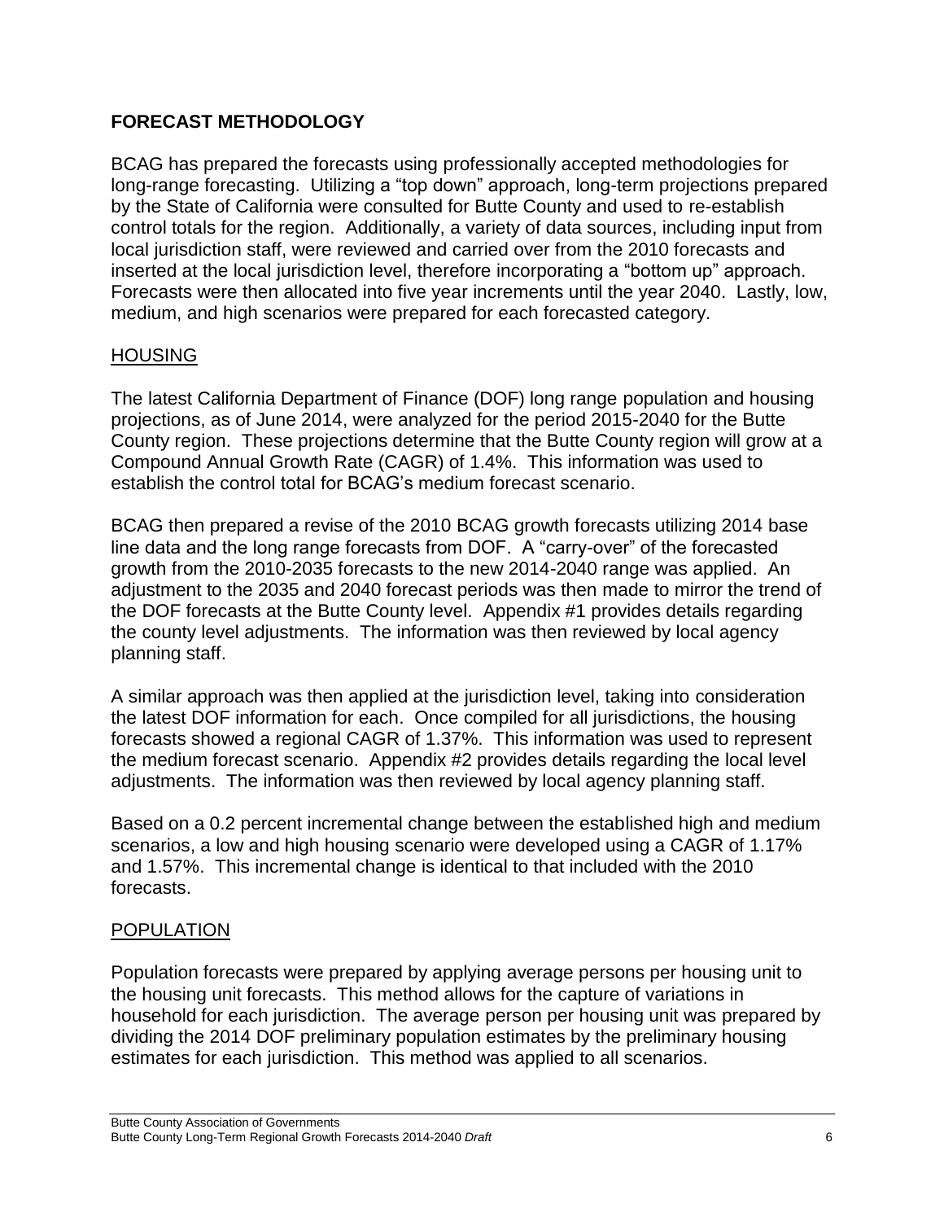## FORECAST METHODOLOGY

BCAG has prepared the forecasts using professionally accepted methodologies for long-range forecasting. Utilizing a "top down" approach, long-term projections prepared by the State of California were consulted for Butte County and used to re-establish control totals for the region. Additionally, a variety of data sources, including input from local jurisdiction staff, were reviewed and carried over from the 2010 forecasts and inserted at the local jurisdiction level, therefore incorporating a "bottom up" approach. Forecasts were then allocated into five year increments until the year 2040. Lastly, low, medium, and high scenarios were prepared for each forecasted category.

### HOUSING

The latest California Department of Finance (DOF) long range population and housing projections, as of June 2014, were analyzed for the period 2015-2040 for the Butte County region. These projections determine that the Butte County region will grow at a Compound Annual Growth Rate (CAGR) of 1.4%. This information was used to establish the control total for BCAG's medium forecast scenario.

BCAG then prepared a revise of the 2010 BCAG growth forecasts utilizing 2014 base line data and the long range forecasts from DOF. A "carry-over" of the forecasted growth from the 2010-2035 forecasts to the new 2014-2040 range was applied. An adjustment to the 2035 and 2040 forecast periods was then made to mirror the trend of the DOF forecasts at the Butte County level. Appendix #1 provides details regarding the county level adjustments. The information was then reviewed by local agency planning staff.

A similar approach was then applied at the jurisdiction level, taking into consideration the latest DOF information for each. Once compiled for all jurisdictions, the housing forecasts showed a regional CAGR of 1.37%. This information was used to represent the medium forecast scenario. Appendix #2 provides details regarding the local level adjustments. The information was then reviewed by local agency planning staff.

Based on a 0.2 percent incremental change between the established high and medium scenarios, a low and high housing scenario were developed using a CAGR of 1.17% and 1.57%. This incremental change is identical to that included with the 2010 forecasts.

### POPULATION

Population forecasts were prepared by applying average persons per housing unit to the housing unit forecasts. This method allows for the capture of variations in household for each jurisdiction. The average person per housing unit was prepared by dividing the 2014 DOF preliminary population estimates by the preliminary housing estimates for each jurisdiction. This method was applied to all scenarios.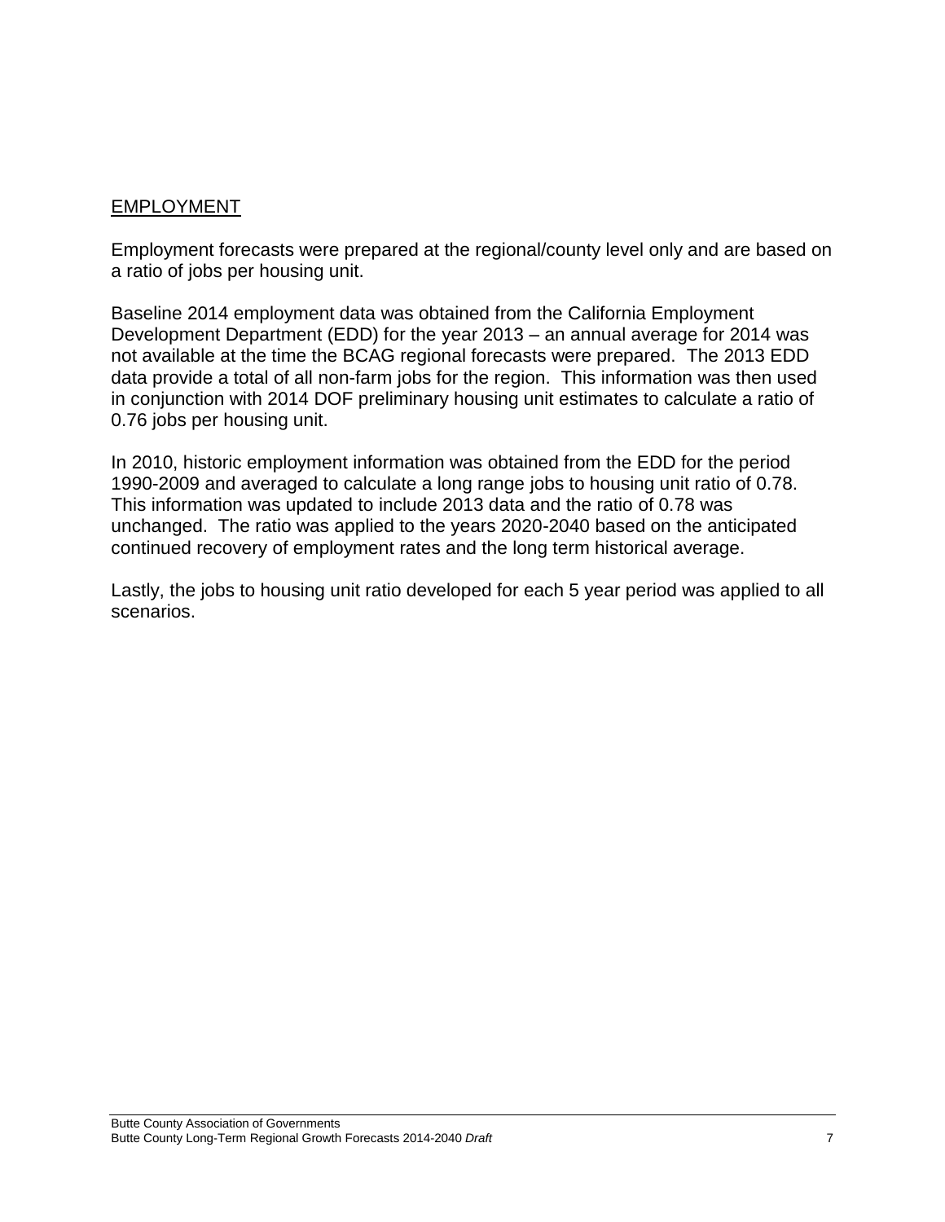## EMPLOYMENT

Employment forecasts were prepared at the regional/county level only and are based on a ratio of jobs per housing unit.

Baseline 2014 employment data was obtained from the California Employment Development Department (EDD) for the year 2013 – an annual average for 2014 was not available at the time the BCAG regional forecasts were prepared. The 2013 EDD data provide a total of all non-farm jobs for the region. This information was then used in conjunction with 2014 DOF preliminary housing unit estimates to calculate a ratio of 0.76 jobs per housing unit.

In 2010, historic employment information was obtained from the EDD for the period 1990-2009 and averaged to calculate a long range jobs to housing unit ratio of 0.78. This information was updated to include 2013 data and the ratio of 0.78 was unchanged. The ratio was applied to the years 2020-2040 based on the anticipated continued recovery of employment rates and the long term historical average.

Lastly, the jobs to housing unit ratio developed for each 5 year period was applied to all scenarios.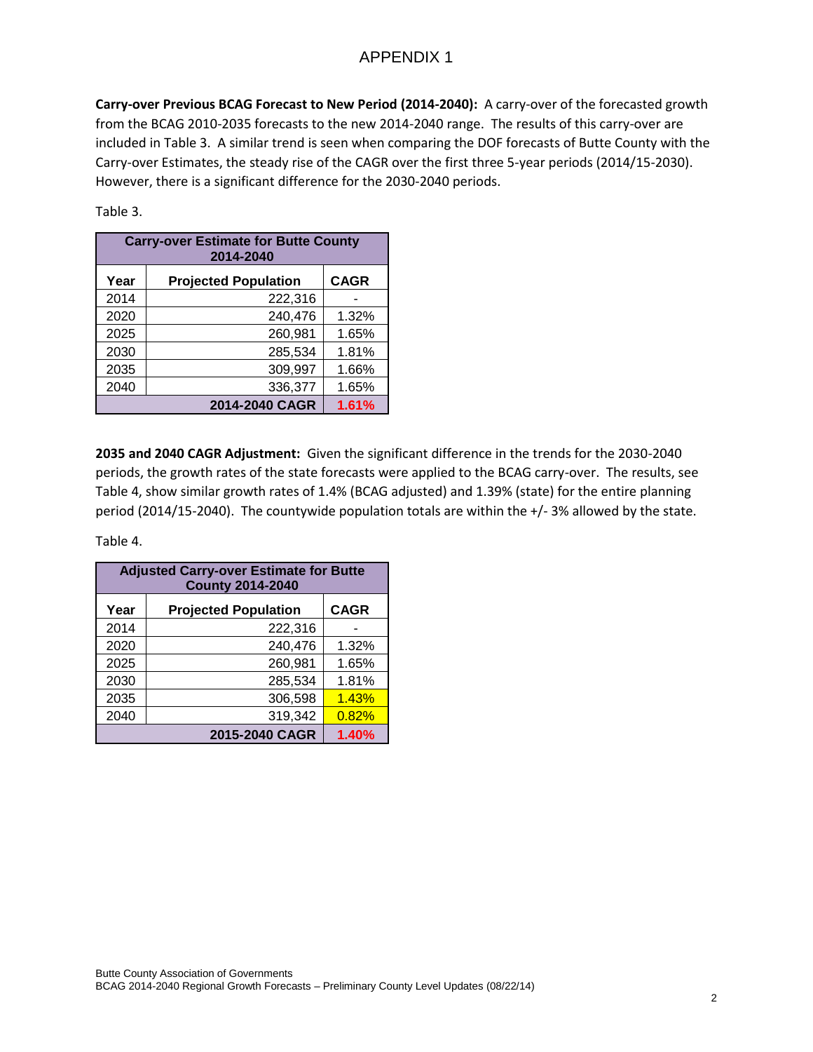# APPENDIX 1

**Carry-over Previous BCAG Forecast to New Period (2014-2040):** A carry-over of the forecasted growth from the BCAG 2010-2035 forecasts to the new 2014-2040 range. The results of this carry-over are included in Table 3. A similar trend is seen when comparing the DOF forecasts of Butte County with the Carry-over Estimates, the steady rise of the CAGR over the first three 5-year periods (2014/15-2030). However, there is a significant difference for the 2030-2040 periods.

Table 3.

| Carry-over Estimate for Butte County 2014-2040 | | |
|---|---|---|
| **Year** | **Projected Population** | **CAGR** |
| 2014 | 222,316 | - |
| 2020 | 240,476 | 1.32% |
| 2025 | 260,981 | 1.65% |
| 2030 | 285,534 | 1.81% |
| 2035 | 309,997 | 1.66% |
| 2040 | 336,377 | 1.65% |
| | **2014-2040 CAGR** | **1.61%** |

**2035 and 2040 CAGR Adjustment:** Given the significant difference in the trends for the 2030-2040 periods, the growth rates of the state forecasts were applied to the BCAG carry-over. The results, see Table 4, show similar growth rates of 1.4% (BCAG adjusted) and 1.39% (state) for the entire planning period (2014/15-2040). The countywide population totals are within the +/- 3% allowed by the state.

Table 4.

| Adjusted Carry-over Estimate for Butte County 2014-2040 | | |
|---|---|---|
| **Year** | **Projected Population** | **CAGR** |
| 2014 | 222,316 | - |
| 2020 | 240,476 | 1.32% |
| 2025 | 260,981 | 1.65% |
| 2030 | 285,534 | 1.81% |
| 2035 | 306,598 | 1.43% |
| 2040 | 319,342 | 0.82% |
| | **2015-2040 CAGR** | **1.40%** |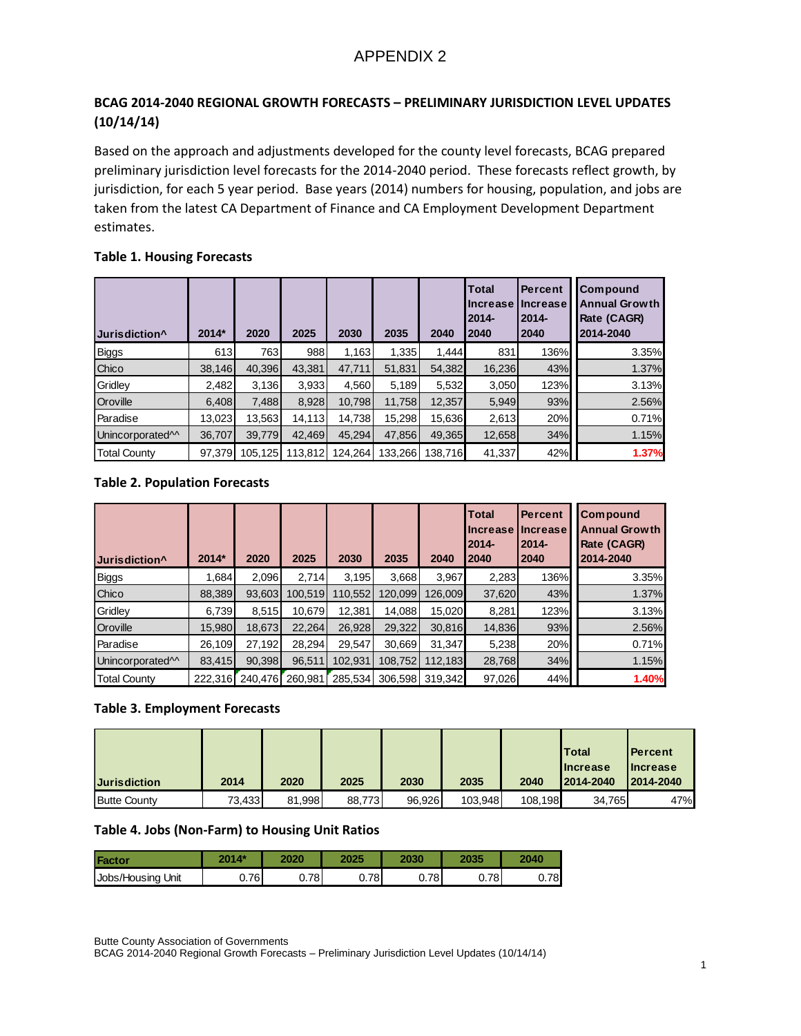# APPENDIX 2

## BCAG 2014-2040 REGIONAL GROWTH FORECASTS – PRELIMINARY JURISDICTION LEVEL UPDATES (10/14/14)

Based on the approach and adjustments developed for the county level forecasts, BCAG prepared preliminary jurisdiction level forecasts for the 2014-2040 period. These forecasts reflect growth, by jurisdiction, for each 5 year period. Base years (2014) numbers for housing, population, and jobs are taken from the latest CA Department of Finance and CA Employment Development Department estimates.

### Table 1. Housing Forecasts

| Jurisdiction^ | 2014* | 2020 | 2025 | 2030 | 2035 | 2040 | Total Increase 2014-2040 | Percent Increase 2014-2040 | Compound Annual Growth Rate (CAGR) 2014-2040 |
|---|---|---|---|---|---|---|---|---|---|
| Biggs | 613 | 763 | 988 | 1,163 | 1,335 | 1,444 | 831 | 136% | 3.35% |
| Chico | 38,146 | 40,396 | 43,381 | 47,711 | 51,831 | 54,382 | 16,236 | 43% | 1.37% |
| Gridley | 2,482 | 3,136 | 3,933 | 4,560 | 5,189 | 5,532 | 3,050 | 123% | 3.13% |
| Oroville | 6,408 | 7,488 | 8,928 | 10,798 | 11,758 | 12,357 | 5,949 | 93% | 2.56% |
| Paradise | 13,023 | 13,563 | 14,113 | 14,738 | 15,298 | 15,636 | 2,613 | 20% | 0.71% |
| Unincorporated^^ | 36,707 | 39,779 | 42,469 | 45,294 | 47,856 | 49,365 | 12,658 | 34% | 1.15% |
| Total County | 97,379 | 105,125 | 113,812 | 124,264 | 133,266 | 138,716 | 41,337 | 42% | 1.37% |

### Table 2. Population Forecasts

| Jurisdiction^ | 2014* | 2020 | 2025 | 2030 | 2035 | 2040 | Total Increase 2014-2040 | Percent Increase 2014-2040 | Compound Annual Growth Rate (CAGR) 2014-2040 |
|---|---|---|---|---|---|---|---|---|---|
| Biggs | 1,684 | 2,096 | 2,714 | 3,195 | 3,668 | 3,967 | 2,283 | 136% | 3.35% |
| Chico | 88,389 | 93,603 | 100,519 | 110,552 | 120,099 | 126,009 | 37,620 | 43% | 1.37% |
| Gridley | 6,739 | 8,515 | 10,679 | 12,381 | 14,088 | 15,020 | 8,281 | 123% | 3.13% |
| Oroville | 15,980 | 18,673 | 22,264 | 26,928 | 29,322 | 30,816 | 14,836 | 93% | 2.56% |
| Paradise | 26,109 | 27,192 | 28,294 | 29,547 | 30,669 | 31,347 | 5,238 | 20% | 0.71% |
| Unincorporated^^ | 83,415 | 90,398 | 96,511 | 102,931 | 108,752 | 112,183 | 28,768 | 34% | 1.15% |
| Total County | 222,316 | 240,476 | 260,981 | 285,534 | 306,598 | 319,342 | 97,026 | 44% | 1.40% |

### Table 3. Employment Forecasts

| Jurisdiction | 2014 | 2020 | 2025 | 2030 | 2035 | 2040 | Total Increase 2014-2040 | Percent Increase 2014-2040 |
|---|---|---|---|---|---|---|---|---|
| Butte County | 73,433 | 81,998 | 88,773 | 96,926 | 103,948 | 108,198 | 34,765 | 47% |

### Table 4. Jobs (Non-Farm) to Housing Unit Ratios

| Factor | 2014* | 2020 | 2025 | 2030 | 2035 | 2040 |
|---|---|---|---|---|---|---|
| Jobs/Housing Unit | 0.76 | 0.78 | 0.78 | 0.78 | 0.78 | 0.78 |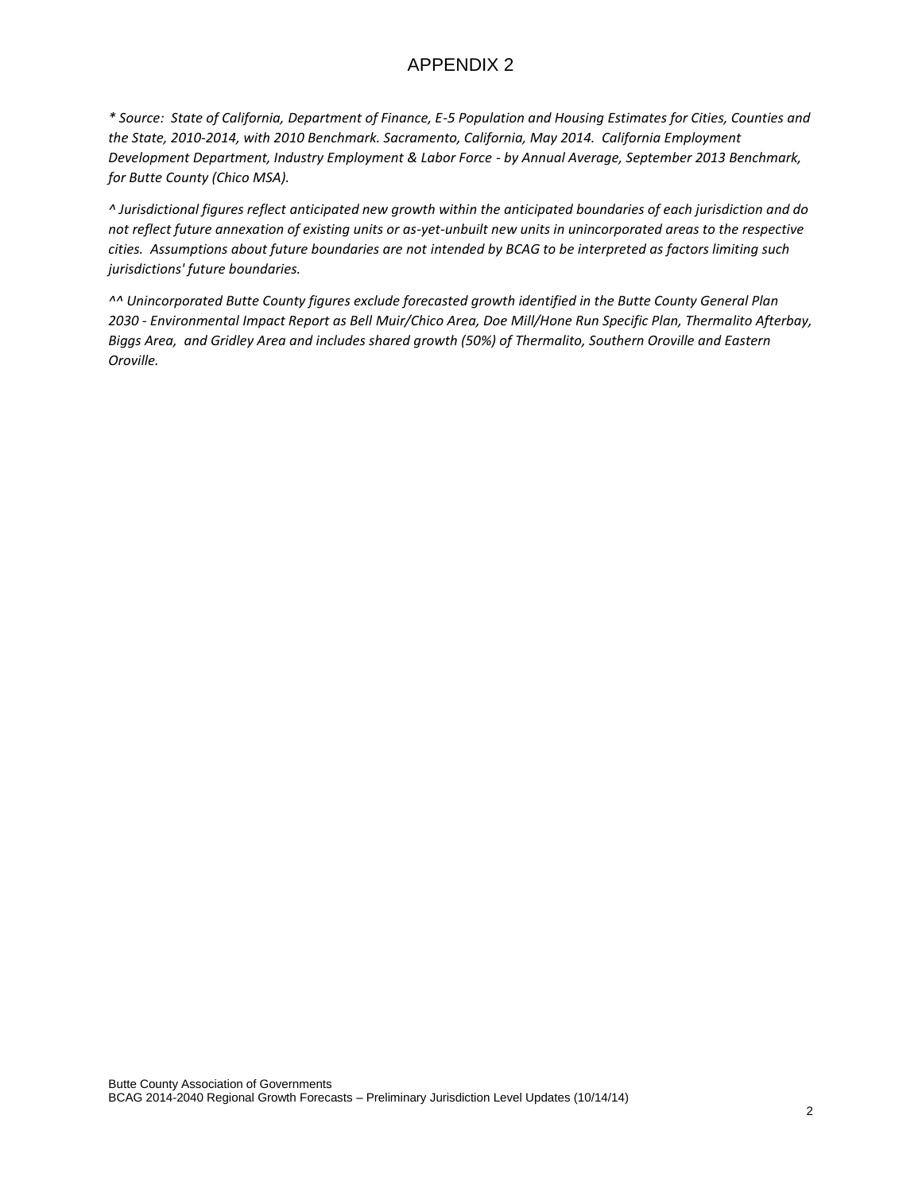# APPENDIX 2

*\* Source: State of California, Department of Finance, E-5 Population and Housing Estimates for Cities, Counties and the State, 2010-2014, with 2010 Benchmark. Sacramento, California, May 2014. California Employment Development Department, Industry Employment & Labor Force - by Annual Average, September 2013 Benchmark, for Butte County (Chico MSA).*

*^ Jurisdictional figures reflect anticipated new growth within the anticipated boundaries of each jurisdiction and do not reflect future annexation of existing units or as-yet-unbuilt new units in unincorporated areas to the respective cities. Assumptions about future boundaries are not intended by BCAG to be interpreted as factors limiting such jurisdictions' future boundaries.*

*^^ Unincorporated Butte County figures exclude forecasted growth identified in the Butte County General Plan 2030 - Environmental Impact Report as Bell Muir/Chico Area, Doe Mill/Hone Run Specific Plan, Thermalito Afterbay, Biggs Area, and Gridley Area and includes shared growth (50%) of Thermalito, Southern Oroville and Eastern Oroville.*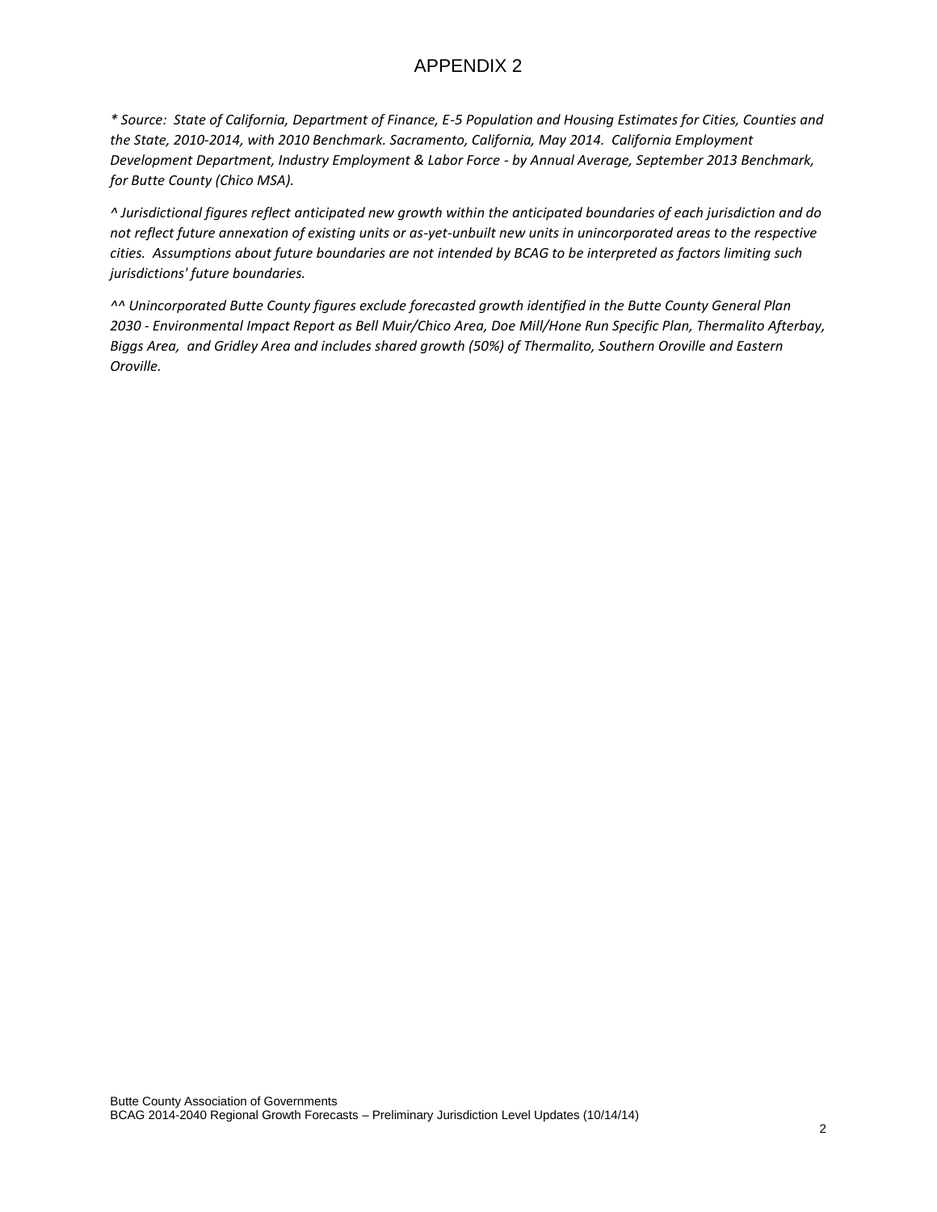# APPENDIX 2

*\* Source: State of California, Department of Finance, E-5 Population and Housing Estimates for Cities, Counties and the State, 2010-2014, with 2010 Benchmark. Sacramento, California, May 2014. California Employment Development Department, Industry Employment & Labor Force - by Annual Average, September 2013 Benchmark, for Butte County (Chico MSA).*

*^ Jurisdictional figures reflect anticipated new growth within the anticipated boundaries of each jurisdiction and do not reflect future annexation of existing units or as-yet-unbuilt new units in unincorporated areas to the respective cities. Assumptions about future boundaries are not intended by BCAG to be interpreted as factors limiting such jurisdictions' future boundaries.*

*^^ Unincorporated Butte County figures exclude forecasted growth identified in the Butte County General Plan 2030 - Environmental Impact Report as Bell Muir/Chico Area, Doe Mill/Hone Run Specific Plan, Thermalito Afterbay, Biggs Area, and Gridley Area and includes shared growth (50%) of Thermalito, Southern Oroville and Eastern Oroville.*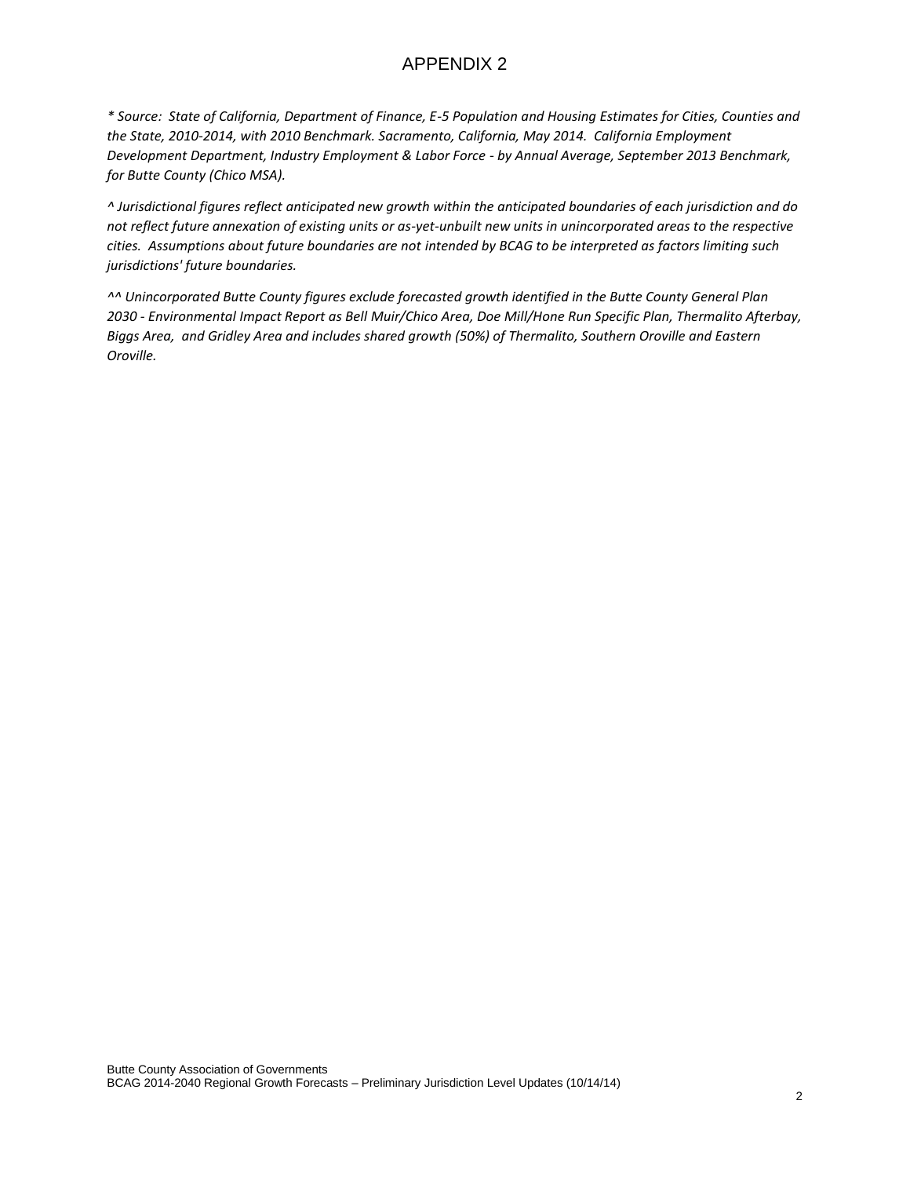# APPENDIX 2

*\* Source: State of California, Department of Finance, E-5 Population and Housing Estimates for Cities, Counties and the State, 2010-2014, with 2010 Benchmark. Sacramento, California, May 2014. California Employment Development Department, Industry Employment & Labor Force - by Annual Average, September 2013 Benchmark, for Butte County (Chico MSA).*

*^ Jurisdictional figures reflect anticipated new growth within the anticipated boundaries of each jurisdiction and do not reflect future annexation of existing units or as-yet-unbuilt new units in unincorporated areas to the respective cities. Assumptions about future boundaries are not intended by BCAG to be interpreted as factors limiting such jurisdictions' future boundaries.*

*^^ Unincorporated Butte County figures exclude forecasted growth identified in the Butte County General Plan 2030 - Environmental Impact Report as Bell Muir/Chico Area, Doe Mill/Hone Run Specific Plan, Thermalito Afterbay, Biggs Area, and Gridley Area and includes shared growth (50%) of Thermalito, Southern Oroville and Eastern Oroville.*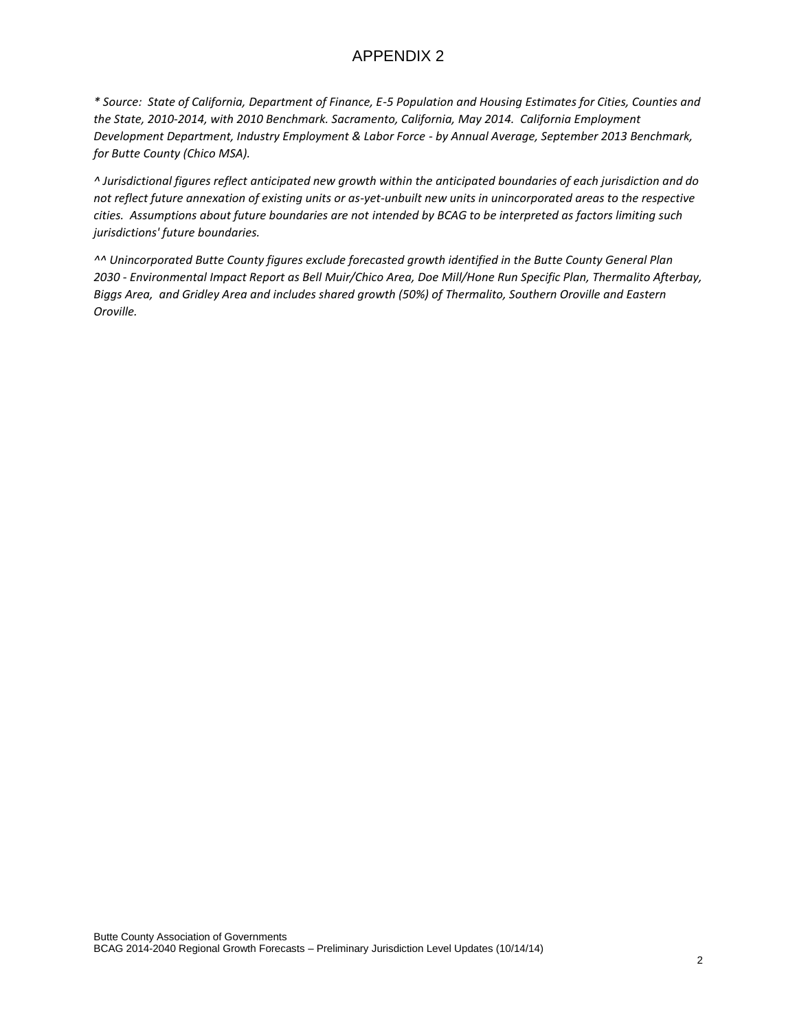# APPENDIX 2

*\* Source: State of California, Department of Finance, E-5 Population and Housing Estimates for Cities, Counties and the State, 2010-2014, with 2010 Benchmark. Sacramento, California, May 2014. California Employment Development Department, Industry Employment & Labor Force - by Annual Average, September 2013 Benchmark, for Butte County (Chico MSA).*

*^ Jurisdictional figures reflect anticipated new growth within the anticipated boundaries of each jurisdiction and do not reflect future annexation of existing units or as-yet-unbuilt new units in unincorporated areas to the respective cities. Assumptions about future boundaries are not intended by BCAG to be interpreted as factors limiting such jurisdictions' future boundaries.*

*^^ Unincorporated Butte County figures exclude forecasted growth identified in the Butte County General Plan 2030 - Environmental Impact Report as Bell Muir/Chico Area, Doe Mill/Hone Run Specific Plan, Thermalito Afterbay, Biggs Area, and Gridley Area and includes shared growth (50%) of Thermalito, Southern Oroville and Eastern Oroville.*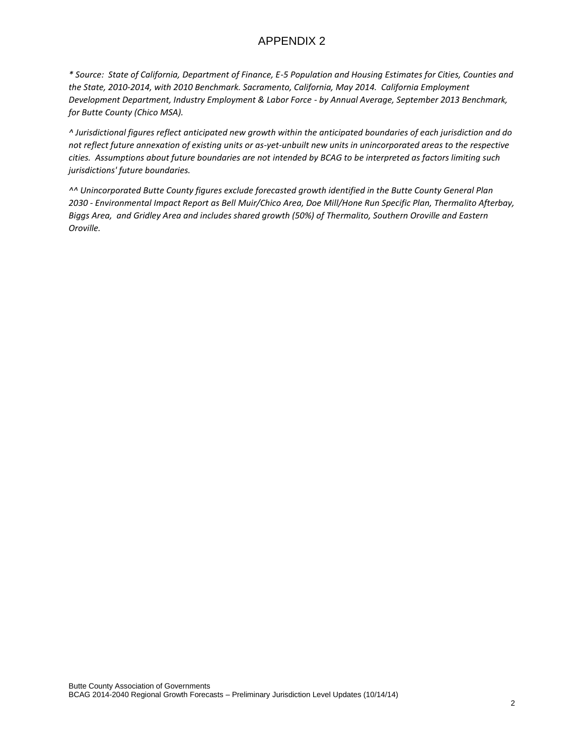# APPENDIX 2

*\* Source: State of California, Department of Finance, E-5 Population and Housing Estimates for Cities, Counties and the State, 2010-2014, with 2010 Benchmark. Sacramento, California, May 2014. California Employment Development Department, Industry Employment & Labor Force - by Annual Average, September 2013 Benchmark, for Butte County (Chico MSA).*

*^ Jurisdictional figures reflect anticipated new growth within the anticipated boundaries of each jurisdiction and do not reflect future annexation of existing units or as-yet-unbuilt new units in unincorporated areas to the respective cities. Assumptions about future boundaries are not intended by BCAG to be interpreted as factors limiting such jurisdictions' future boundaries.*

*^^ Unincorporated Butte County figures exclude forecasted growth identified in the Butte County General Plan 2030 - Environmental Impact Report as Bell Muir/Chico Area, Doe Mill/Hone Run Specific Plan, Thermalito Afterbay, Biggs Area, and Gridley Area and includes shared growth (50%) of Thermalito, Southern Oroville and Eastern Oroville.*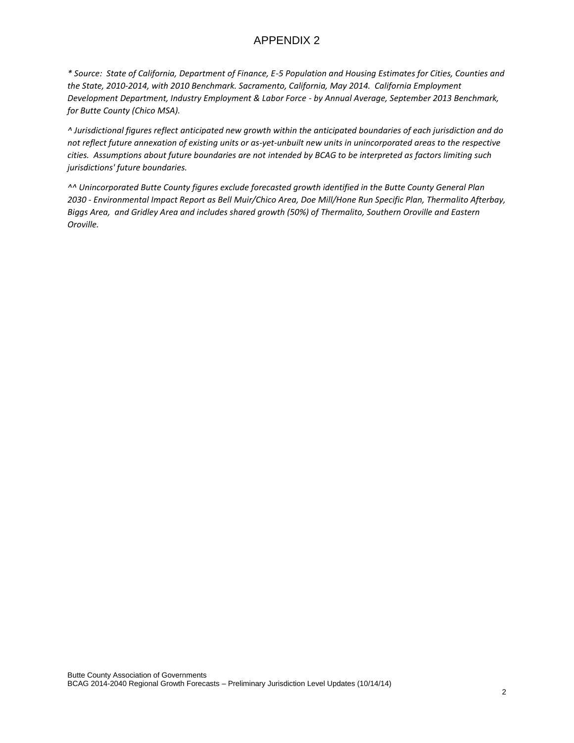# APPENDIX 2

*\* Source: State of California, Department of Finance, E-5 Population and Housing Estimates for Cities, Counties and the State, 2010-2014, with 2010 Benchmark. Sacramento, California, May 2014. California Employment Development Department, Industry Employment & Labor Force - by Annual Average, September 2013 Benchmark, for Butte County (Chico MSA).*

*^ Jurisdictional figures reflect anticipated new growth within the anticipated boundaries of each jurisdiction and do not reflect future annexation of existing units or as-yet-unbuilt new units in unincorporated areas to the respective cities. Assumptions about future boundaries are not intended by BCAG to be interpreted as factors limiting such jurisdictions' future boundaries.*

*^^ Unincorporated Butte County figures exclude forecasted growth identified in the Butte County General Plan 2030 - Environmental Impact Report as Bell Muir/Chico Area, Doe Mill/Hone Run Specific Plan, Thermalito Afterbay, Biggs Area, and Gridley Area and includes shared growth (50%) of Thermalito, Southern Oroville and Eastern Oroville.*